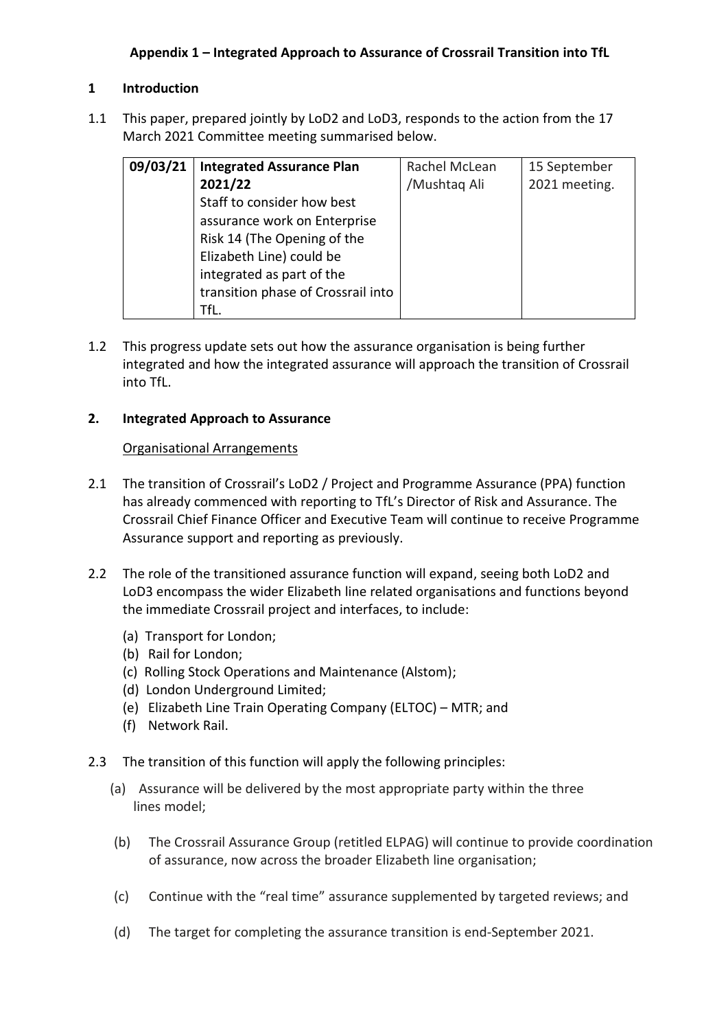# Appendix 1 – Integrated Approach to Assurance of Crossrail Transition into TfL

## 1 Introduction

1.1 This paper, prepared jointly by LoD2 and LoD3, responds to the action from the 17 March 2021 Committee meeting summarised below.

| 09/03/21 | Integrated Assurance Plan 2021/22<br>Staff to consider how best assurance work on Enterprise Risk 14 (The Opening of the Elizabeth Line) could be integrated as part of the transition phase of Crossrail into TfL. | Rachel McLean /Mushtaq Ali | 15 September 2021 meeting. |
|---|---|---|---|

1.2 This progress update sets out how the assurance organisation is being further integrated and how the integrated assurance will approach the transition of Crossrail into TfL.

## 2. Integrated Approach to Assurance

Organisational Arrangements

2.1 The transition of Crossrail's LoD2 / Project and Programme Assurance (PPA) function has already commenced with reporting to TfL's Director of Risk and Assurance. The Crossrail Chief Finance Officer and Executive Team will continue to receive Programme Assurance support and reporting as previously.

2.2 The role of the transitioned assurance function will expand, seeing both LoD2 and LoD3 encompass the wider Elizabeth line related organisations and functions beyond the immediate Crossrail project and interfaces, to include:

(a) Transport for London;
(b) Rail for London;
(c) Rolling Stock Operations and Maintenance (Alstom);
(d) London Underground Limited;
(e) Elizabeth Line Train Operating Company (ELTOC) – MTR; and
(f) Network Rail.

2.3 The transition of this function will apply the following principles:

(a) Assurance will be delivered by the most appropriate party within the three lines model;

(b) The Crossrail Assurance Group (retitled ELPAG) will continue to provide coordination of assurance, now across the broader Elizabeth line organisation;

(c) Continue with the "real time" assurance supplemented by targeted reviews; and

(d) The target for completing the assurance transition is end-September 2021.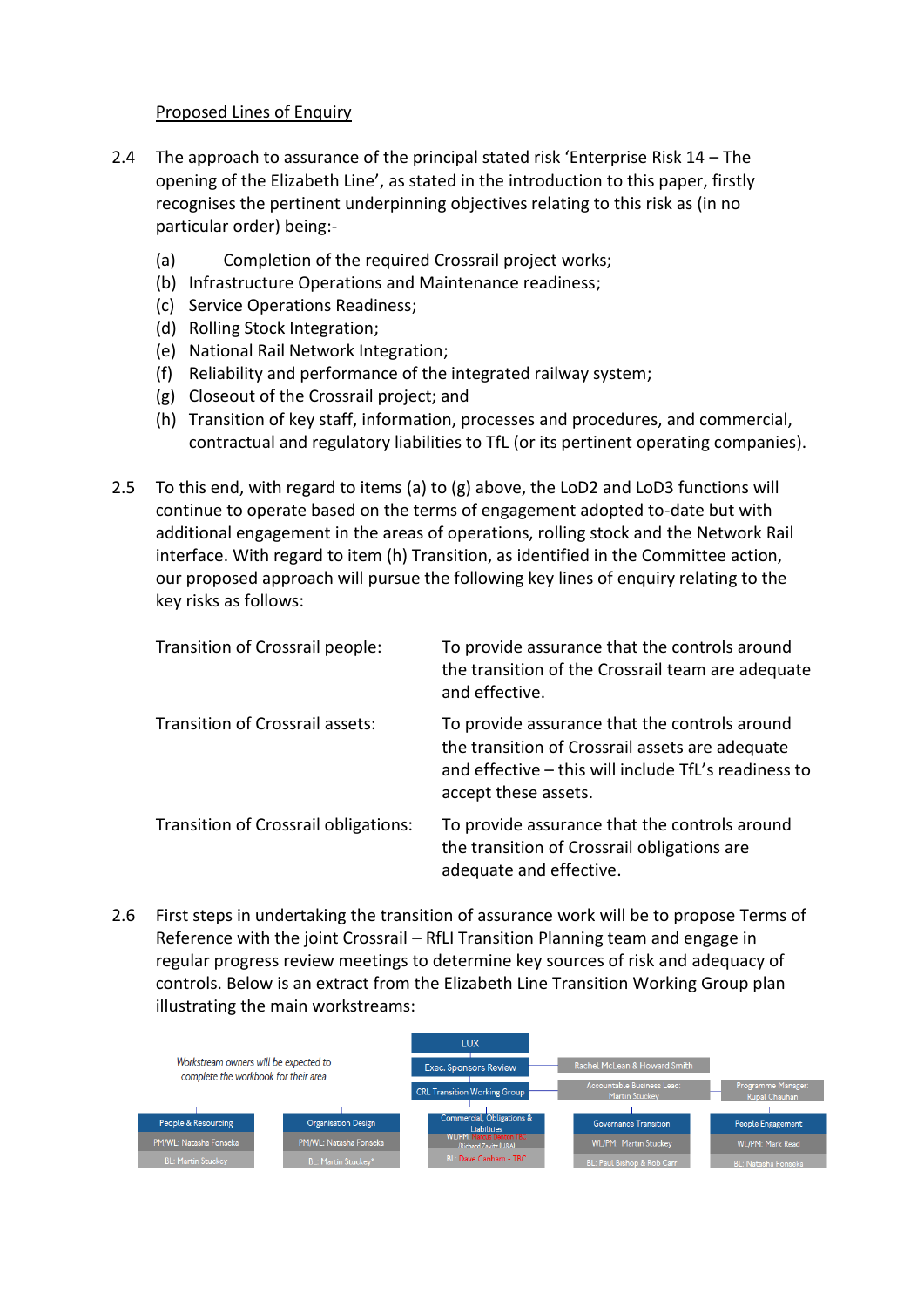Proposed Lines of Enquiry

2.4 The approach to assurance of the principal stated risk 'Enterprise Risk 14 – The opening of the Elizabeth Line', as stated in the introduction to this paper, firstly recognises the pertinent underpinning objectives relating to this risk as (in no particular order) being:-

(a) Completion of the required Crossrail project works;
(b) Infrastructure Operations and Maintenance readiness;
(c) Service Operations Readiness;
(d) Rolling Stock Integration;
(e) National Rail Network Integration;
(f) Reliability and performance of the integrated railway system;
(g) Closeout of the Crossrail project; and
(h) Transition of key staff, information, processes and procedures, and commercial, contractual and regulatory liabilities to TfL (or its pertinent operating companies).

2.5 To this end, with regard to items (a) to (g) above, the LoD2 and LoD3 functions will continue to operate based on the terms of engagement adopted to-date but with additional engagement in the areas of operations, rolling stock and the Network Rail interface. With regard to item (h) Transition, as identified in the Committee action, our proposed approach will pursue the following key lines of enquiry relating to the key risks as follows:

| | |
|---|---|
| Transition of Crossrail people: | To provide assurance that the controls around the transition of the Crossrail team are adequate and effective. |
| Transition of Crossrail assets: | To provide assurance that the controls around the transition of Crossrail assets are adequate and effective – this will include TfL's readiness to accept these assets. |
| Transition of Crossrail obligations: | To provide assurance that the controls around the transition of Crossrail obligations are adequate and effective. |

2.6 First steps in undertaking the transition of assurance work will be to propose Terms of Reference with the joint Crossrail – RfLI Transition Planning team and engage in regular progress review meetings to determine key sources of risk and adequacy of controls. Below is an extract from the Elizabeth Line Transition Working Group plan illustrating the main workstreams:

*Workstream owners will be expected to complete the workbook for their area*

- LUX
  - Exec. Sponsors Review – Rachel McLean & Howard Smith
  - CRL Transition Working Group – Accountable Business Lead: Martin Stuckey; Programme Manager: Rupal Chauhan

| People & Resourcing | Organisation Design | Commercial, Obligations & Liabilities | Governance Transition | People Engagement |
|---|---|---|---|---|
| PM/WL: Natasha Fonseka | PM/WL: Natasha Fonseka | WL/PM: Marcus Benton TBC /Richard Zavitz (USA) | WL/PM: Martin Stuckey | WL/PM: Mark Read |
| BL: Martin Stuckey | BL: Martin Stuckey* | BL: Dave Canham - TBC | BL: Paul Bishop & Rob Carr | BL: Natasha Fonseka |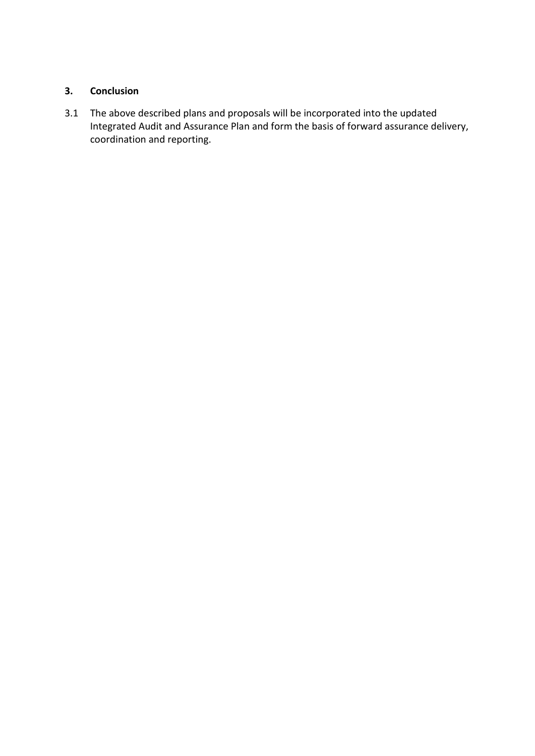## 3. Conclusion

3.1 The above described plans and proposals will be incorporated into the updated Integrated Audit and Assurance Plan and form the basis of forward assurance delivery, coordination and reporting.